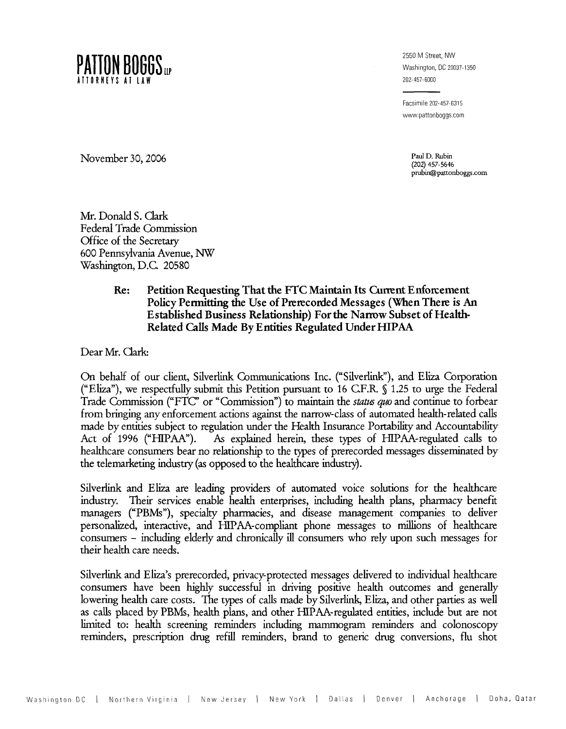**PATTON BOGGS** LLP
ATTORNEYS AT LAW

2550 M Street, NW
Washington, DC 20037-1350
202-457-6000

Facsimile 202-457-6315
www.pattonboggs.com

November 30, 2006

Paul D. Rubin
(202) 457-5646
prubin@pattonboggs.com

Mr. Donald S. Clark
Federal Trade Commission
Office of the Secretary
600 Pennsylvania Avenue, NW
Washington, D.C. 20580

**Re: Petition Requesting That the FTC Maintain Its Current Enforcement Policy Permitting the Use of Prerecorded Messages (When There is An Established Business Relationship) For the Narrow Subset of Health-Related Calls Made By Entities Regulated Under HIPAA**

Dear Mr. Clark:

On behalf of our client, Silverlink Communications Inc. ("Silverlink"), and Eliza Corporation ("Eliza"), we respectfully submit this Petition pursuant to 16 C.F.R. § 1.25 to urge the Federal Trade Commission ("FTC" or "Commission") to maintain the *status quo* and continue to forbear from bringing any enforcement actions against the narrow-class of automated health-related calls made by entities subject to regulation under the Health Insurance Portability and Accountability Act of 1996 ("HIPAA"). As explained herein, these types of HIPAA-regulated calls to healthcare consumers bear no relationship to the types of prerecorded messages disseminated by the telemarketing industry (as opposed to the healthcare industry).

Silverlink and Eliza are leading providers of automated voice solutions for the healthcare industry. Their services enable health enterprises, including health plans, pharmacy benefit managers ("PBMs"), specialty pharmacies, and disease management companies to deliver personalized, interactive, and HIPAA-compliant phone messages to millions of healthcare consumers – including elderly and chronically ill consumers who rely upon such messages for their health care needs.

Silverlink and Eliza's prerecorded, privacy-protected messages delivered to individual healthcare consumers have been highly successful in driving positive health outcomes and generally lowering health care costs. The types of calls made by Silverlink, Eliza, and other parties as well as calls placed by PBMs, health plans, and other HIPAA-regulated entities, include but are not limited to: health screening reminders including mammogram reminders and colonoscopy reminders, prescription drug refill reminders, brand to generic drug conversions, flu shot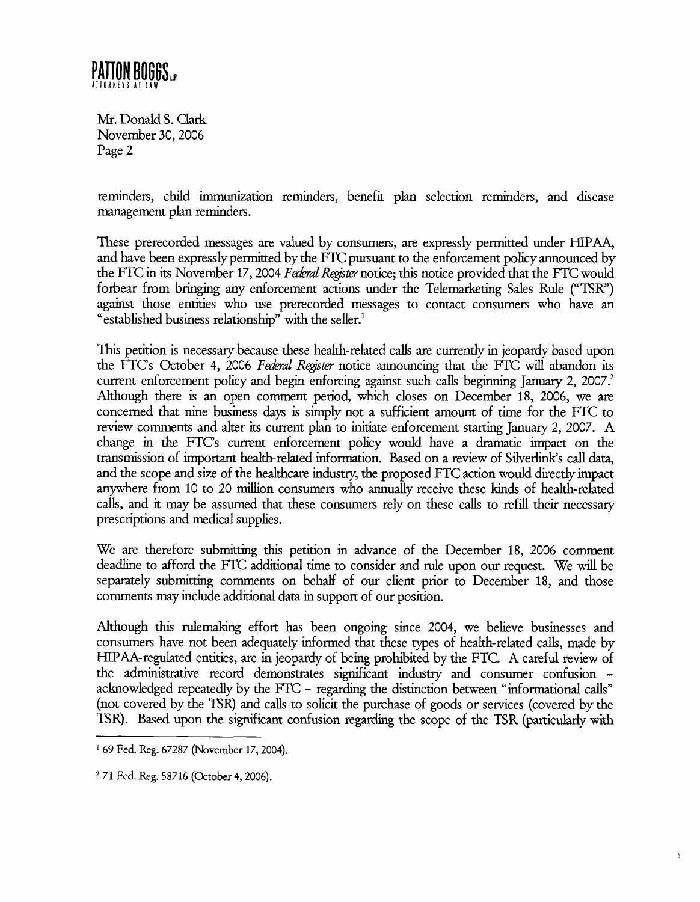reminders, child immunization reminders, benefit plan selection reminders, and disease management plan reminders.

These prerecorded messages are valued by consumers, are expressly permitted under HIPAA, and have been expressly permitted by the FTC pursuant to the enforcement policy announced by the FTC in its November 17, 2004 *Federal Register* notice; this notice provided that the FTC would forbear from bringing any enforcement actions under the Telemarketing Sales Rule ("TSR") against those entities who use prerecorded messages to contact consumers who have an "established business relationship" with the seller.[1]

This petition is necessary because these health-related calls are currently in jeopardy based upon the FTC's October 4, 2006 *Federal Register* notice announcing that the FTC will abandon its current enforcement policy and begin enforcing against such calls beginning January 2, 2007.[2] Although there is an open comment period, which closes on December 18, 2006, we are concerned that nine business days is simply not a sufficient amount of time for the FTC to review comments and alter its current plan to initiate enforcement starting January 2, 2007. A change in the FTC's current enforcement policy would have a dramatic impact on the transmission of important health-related information. Based on a review of Silverlink's call data, and the scope and size of the healthcare industry, the proposed FTC action would directly impact anywhere from 10 to 20 million consumers who annually receive these kinds of health-related calls, and it may be assumed that these consumers rely on these calls to refill their necessary prescriptions and medical supplies.

We are therefore submitting this petition in advance of the December 18, 2006 comment deadline to afford the FTC additional time to consider and rule upon our request. We will be separately submitting comments on behalf of our client prior to December 18, and those comments may include additional data in support of our position.

Although this rulemaking effort has been ongoing since 2004, we believe businesses and consumers have not been adequately informed that these types of health-related calls, made by HIPAA-regulated entities, are in jeopardy of being prohibited by the FTC. A careful review of the administrative record demonstrates significant industry and consumer confusion – acknowledged repeatedly by the FTC – regarding the distinction between "informational calls" (not covered by the TSR) and calls to solicit the purchase of goods or services (covered by the TSR). Based upon the significant confusion regarding the scope of the TSR (particularly with

---

[1] 69 Fed. Reg. 67287 (November 17, 2004).

[2] 71 Fed. Reg. 58716 (October 4, 2006).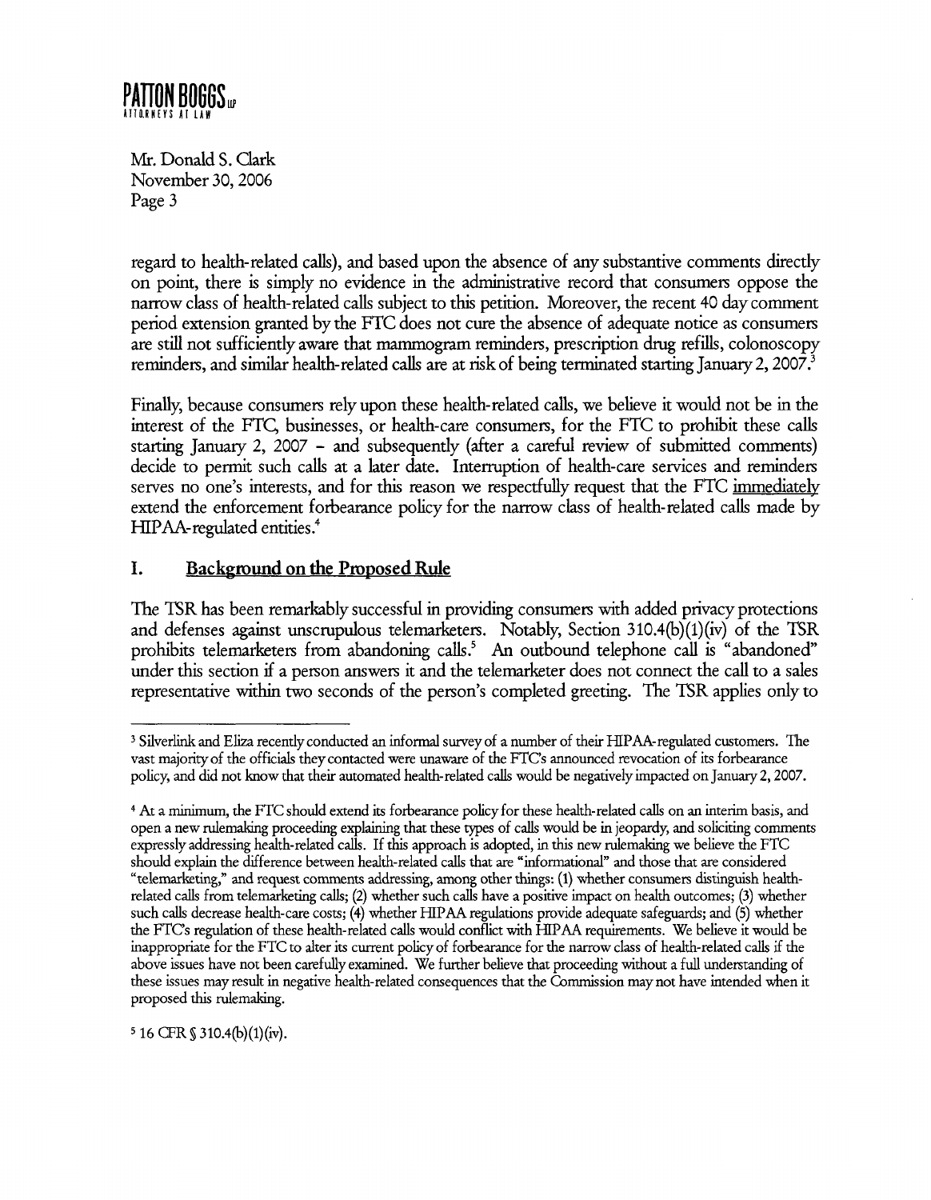regard to health-related calls), and based upon the absence of any substantive comments directly on point, there is simply no evidence in the administrative record that consumers oppose the narrow class of health-related calls subject to this petition. Moreover, the recent 40 day comment period extension granted by the FTC does not cure the absence of adequate notice as consumers are still not sufficiently aware that mammogram reminders, prescription drug refills, colonoscopy reminders, and similar health-related calls are at risk of being terminated starting January 2, 2007.[3]

Finally, because consumers rely upon these health-related calls, we believe it would not be in the interest of the FTC, businesses, or health-care consumers, for the FTC to prohibit these calls starting January 2, 2007 – and subsequently (after a careful review of submitted comments) decide to permit such calls at a later date. Interruption of health-care services and reminders serves no one's interests, and for this reason we respectfully request that the FTC immediately extend the enforcement forbearance policy for the narrow class of health-related calls made by HIPAA-regulated entities.[4]

## I. Background on the Proposed Rule

The TSR has been remarkably successful in providing consumers with added privacy protections and defenses against unscrupulous telemarketers. Notably, Section 310.4(b)(1)(iv) of the TSR prohibits telemarketers from abandoning calls.[5] An outbound telephone call is "abandoned" under this section if a person answers it and the telemarketer does not connect the call to a sales representative within two seconds of the person's completed greeting. The TSR applies only to

---

[3] Silverlink and Eliza recently conducted an informal survey of a number of their HIPAA-regulated customers. The vast majority of the officials they contacted were unaware of the FTC's announced revocation of its forbearance policy, and did not know that their automated health-related calls would be negatively impacted on January 2, 2007.

[4] At a minimum, the FTC should extend its forbearance policy for these health-related calls on an interim basis, and open a new rulemaking proceeding explaining that these types of calls would be in jeopardy, and soliciting comments expressly addressing health-related calls. If this approach is adopted, in this new rulemaking we believe the FTC should explain the difference between health-related calls that are "informational" and those that are considered "telemarketing," and request comments addressing, among other things: (1) whether consumers distinguish health-related calls from telemarketing calls; (2) whether such calls have a positive impact on health outcomes; (3) whether such calls decrease health-care costs; (4) whether HIPAA regulations provide adequate safeguards; and (5) whether the FTC's regulation of these health-related calls would conflict with HIPAA requirements. We believe it would be inappropriate for the FTC to alter its current policy of forbearance for the narrow class of health-related calls if the above issues have not been carefully examined. We further believe that proceeding without a full understanding of these issues may result in negative health-related consequences that the Commission may not have intended when it proposed this rulemaking.

[5] 16 CFR § 310.4(b)(1)(iv).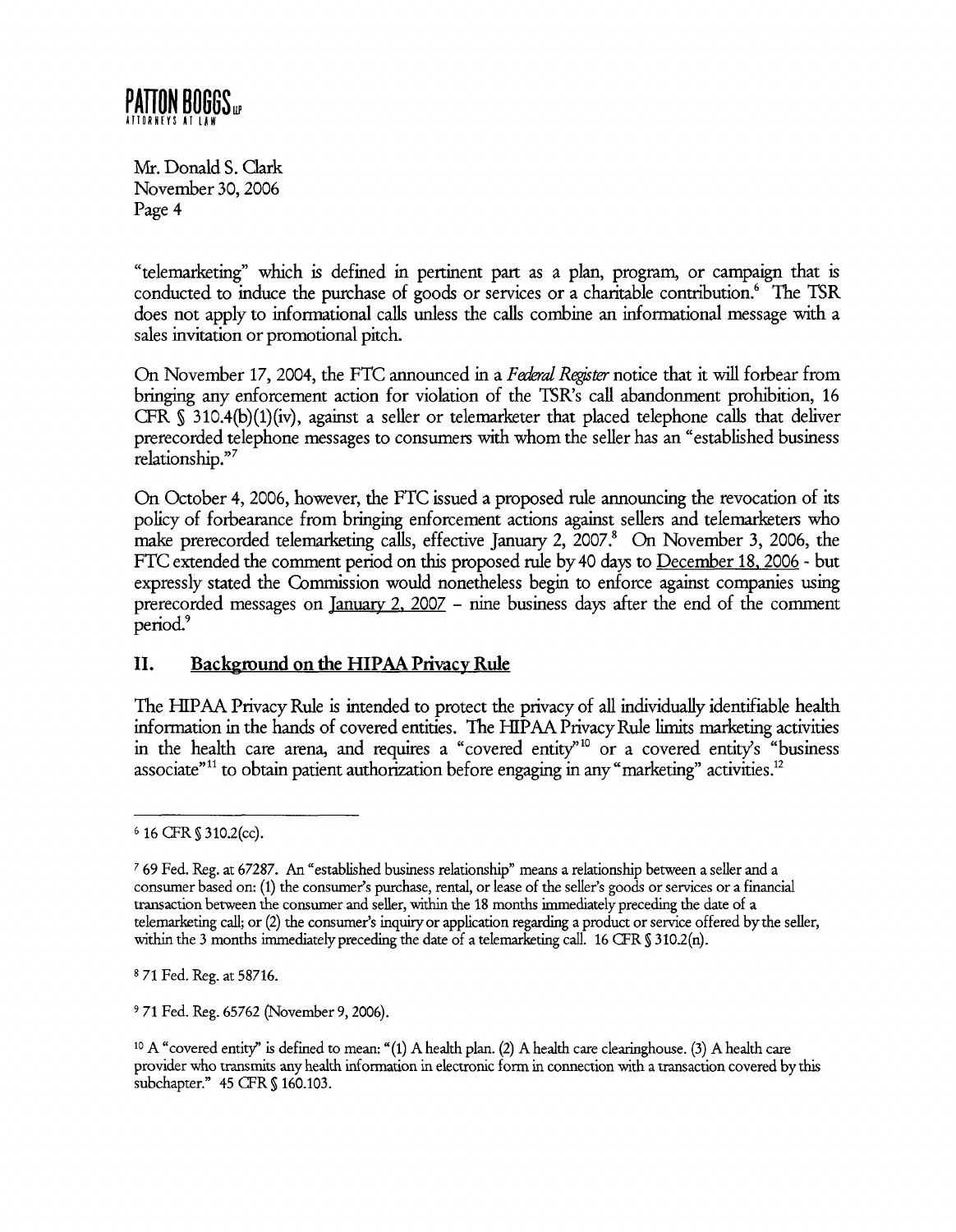"telemarketing" which is defined in pertinent part as a plan, program, or campaign that is conducted to induce the purchase of goods or services or a charitable contribution.[6] The TSR does not apply to informational calls unless the calls combine an informational message with a sales invitation or promotional pitch.

On November 17, 2004, the FTC announced in a *Federal Register* notice that it will forbear from bringing any enforcement action for violation of the TSR's call abandonment prohibition, 16 CFR § 310.4(b)(1)(iv), against a seller or telemarketer that placed telephone calls that deliver prerecorded telephone messages to consumers with whom the seller has an "established business relationship."[7]

On October 4, 2006, however, the FTC issued a proposed rule announcing the revocation of its policy of forbearance from bringing enforcement actions against sellers and telemarketers who make prerecorded telemarketing calls, effective January 2, 2007.[8] On November 3, 2006, the FTC extended the comment period on this proposed rule by 40 days to <u>December 18, 2006</u> - but expressly stated the Commission would nonetheless begin to enforce against companies using prerecorded messages on <u>January 2, 2007</u> – nine business days after the end of the comment period.[9]

## II. <u>Background on the HIPAA Privacy Rule</u>

The HIPAA Privacy Rule is intended to protect the privacy of all individually identifiable health information in the hands of covered entities. The HIPAA Privacy Rule limits marketing activities in the health care arena, and requires a "covered entity"[10] or a covered entity's "business associate"[11] to obtain patient authorization before engaging in any "marketing" activities.[12]

---

[6] 16 CFR § 310.2(cc).

[7] 69 Fed. Reg. at 67287. An "established business relationship" means a relationship between a seller and a consumer based on: (1) the consumer's purchase, rental, or lease of the seller's goods or services or a financial transaction between the consumer and seller, within the 18 months immediately preceding the date of a telemarketing call; or (2) the consumer's inquiry or application regarding a product or service offered by the seller, within the 3 months immediately preceding the date of a telemarketing call. 16 CFR § 310.2(n).

[8] 71 Fed. Reg. at 58716.

[9] 71 Fed. Reg. 65762 (November 9, 2006).

[10] A "covered entity" is defined to mean: "(1) A health plan. (2) A health care clearinghouse. (3) A health care provider who transmits any health information in electronic form in connection with a transaction covered by this subchapter." 45 CFR § 160.103.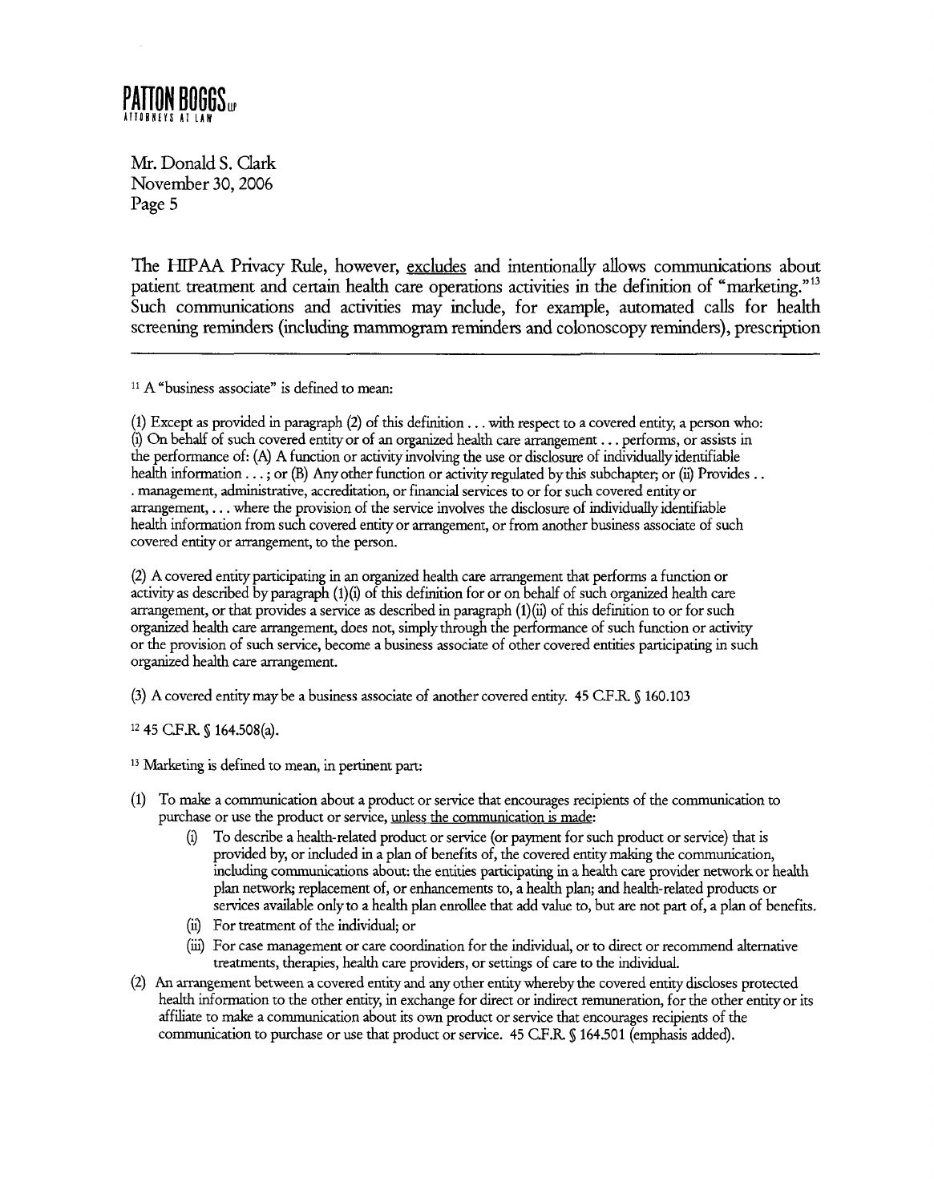The HIPAA Privacy Rule, however, <u>excludes</u> and intentionally allows communications about patient treatment and certain health care operations activities in the definition of "marketing."[13] Such communications and activities may include, for example, automated calls for health screening reminders (including mammogram reminders and colonoscopy reminders), prescription

---

[11] A "business associate" is defined to mean:

(1) Except as provided in paragraph (2) of this definition . . . with respect to a covered entity, a person who: (i) On behalf of such covered entity or of an organized health care arrangement . . . performs, or assists in the performance of: (A) A function or activity involving the use or disclosure of individually identifiable health information . . . ; or (B) Any other function or activity regulated by this subchapter; or (ii) Provides . . . management, administrative, accreditation, or financial services to or for such covered entity or arrangement, . . . where the provision of the service involves the disclosure of individually identifiable health information from such covered entity or arrangement, or from another business associate of such covered entity or arrangement, to the person.

(2) A covered entity participating in an organized health care arrangement that performs a function or activity as described by paragraph (1)(i) of this definition for or on behalf of such organized health care arrangement, or that provides a service as described in paragraph (1)(ii) of this definition to or for such organized health care arrangement, does not, simply through the performance of such function or activity or the provision of such service, become a business associate of other covered entities participating in such organized health care arrangement.

(3) A covered entity may be a business associate of another covered entity. 45 C.F.R. § 160.103

[12] 45 C.F.R. § 164.508(a).

[13] Marketing is defined to mean, in pertinent part:

(1) To make a communication about a product or service that encourages recipients of the communication to purchase or use the product or service, <u>unless the communication is made</u>:
    (i) To describe a health-related product or service (or payment for such product or service) that is provided by, or included in a plan of benefits of, the covered entity making the communication, including communications about: the entities participating in a health care provider network or health plan network; replacement of, or enhancements to, a health plan; and health-related products or services available only to a health plan enrollee that add value to, but are not part of, a plan of benefits.
    (ii) For treatment of the individual; or
    (iii) For case management or care coordination for the individual, or to direct or recommend alternative treatments, therapies, health care providers, or settings of care to the individual.
(2) An arrangement between a covered entity and any other entity whereby the covered entity discloses protected health information to the other entity, in exchange for direct or indirect remuneration, for the other entity or its affiliate to make a communication about its own product or service that encourages recipients of the communication to purchase or use that product or service. 45 C.F.R. § 164.501 (emphasis added).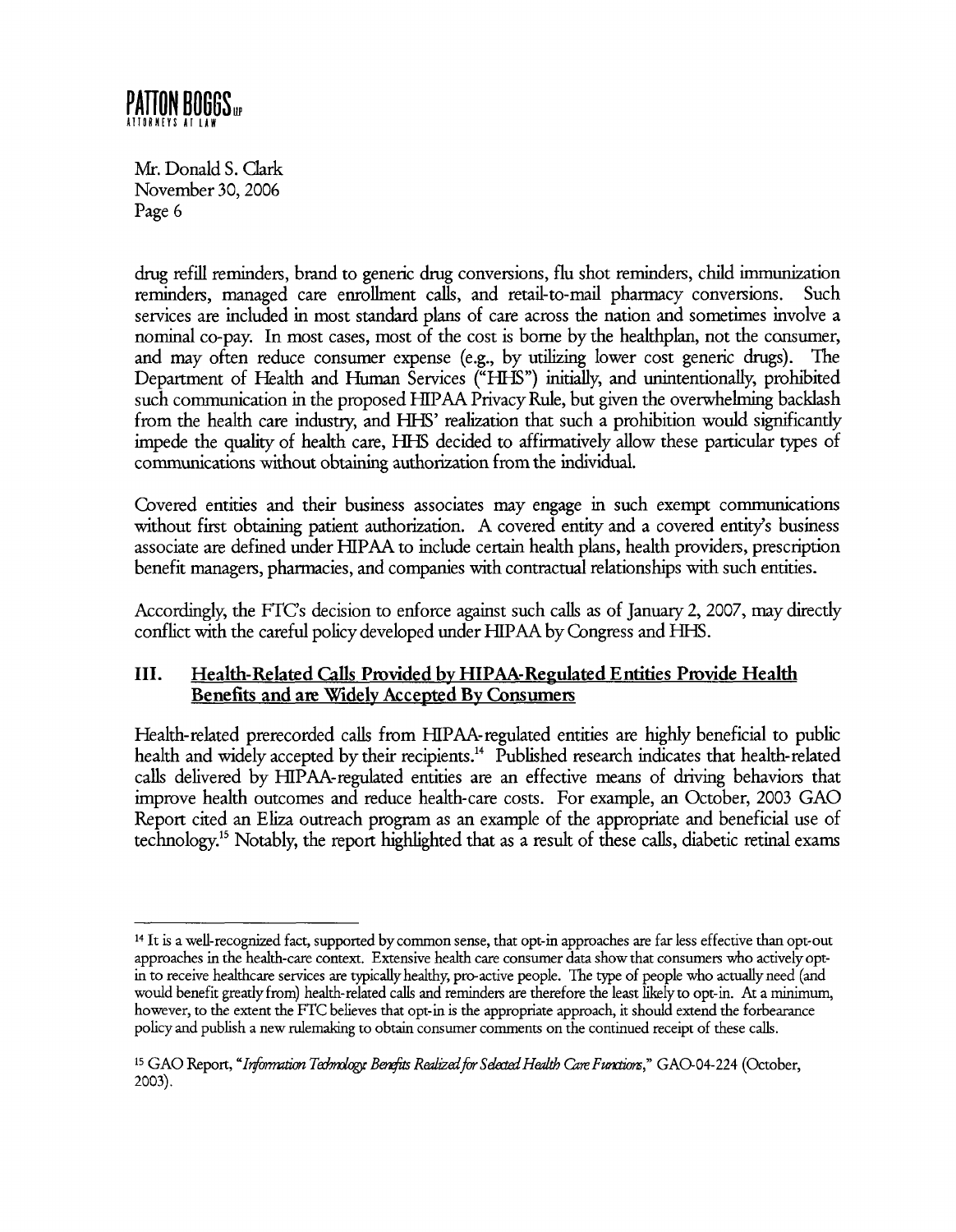drug refill reminders, brand to generic drug conversions, flu shot reminders, child immunization reminders, managed care enrollment calls, and retail-to-mail pharmacy conversions. Such services are included in most standard plans of care across the nation and sometimes involve a nominal co-pay. In most cases, most of the cost is borne by the healthplan, not the consumer, and may often reduce consumer expense (e.g., by utilizing lower cost generic drugs). The Department of Health and Human Services ("HHS") initially, and unintentionally, prohibited such communication in the proposed HIPAA Privacy Rule, but given the overwhelming backlash from the health care industry, and HHS' realization that such a prohibition would significantly impede the quality of health care, HHS decided to affirmatively allow these particular types of communications without obtaining authorization from the individual.

Covered entities and their business associates may engage in such exempt communications without first obtaining patient authorization. A covered entity and a covered entity's business associate are defined under HIPAA to include certain health plans, health providers, prescription benefit managers, pharmacies, and companies with contractual relationships with such entities.

Accordingly, the FTC's decision to enforce against such calls as of January 2, 2007, may directly conflict with the careful policy developed under HIPAA by Congress and HHS.

## III. Health-Related Calls Provided by HIPAA-Regulated Entities Provide Health Benefits and are Widely Accepted By Consumers

Health-related prerecorded calls from HIPAA-regulated entities are highly beneficial to public health and widely accepted by their recipients.[14] Published research indicates that health-related calls delivered by HIPAA-regulated entities are an effective means of driving behaviors that improve health outcomes and reduce health-care costs. For example, an October, 2003 GAO Report cited an Eliza outreach program as an example of the appropriate and beneficial use of technology.[15] Notably, the report highlighted that as a result of these calls, diabetic retinal exams

---

[14] It is a well-recognized fact, supported by common sense, that opt-in approaches are far less effective than opt-out approaches in the health-care context. Extensive health care consumer data show that consumers who actively opt-in to receive healthcare services are typically healthy, pro-active people. The type of people who actually need (and would benefit greatly from) health-related calls and reminders are therefore the least likely to opt-in. At a minimum, however, to the extent the FTC believes that opt-in is the appropriate approach, it should extend the forbearance policy and publish a new rulemaking to obtain consumer comments on the continued receipt of these calls.

[15] GAO Report, "*Information Technology: Benefits Realized for Selected Health Care Functions*," GAO-04-224 (October, 2003).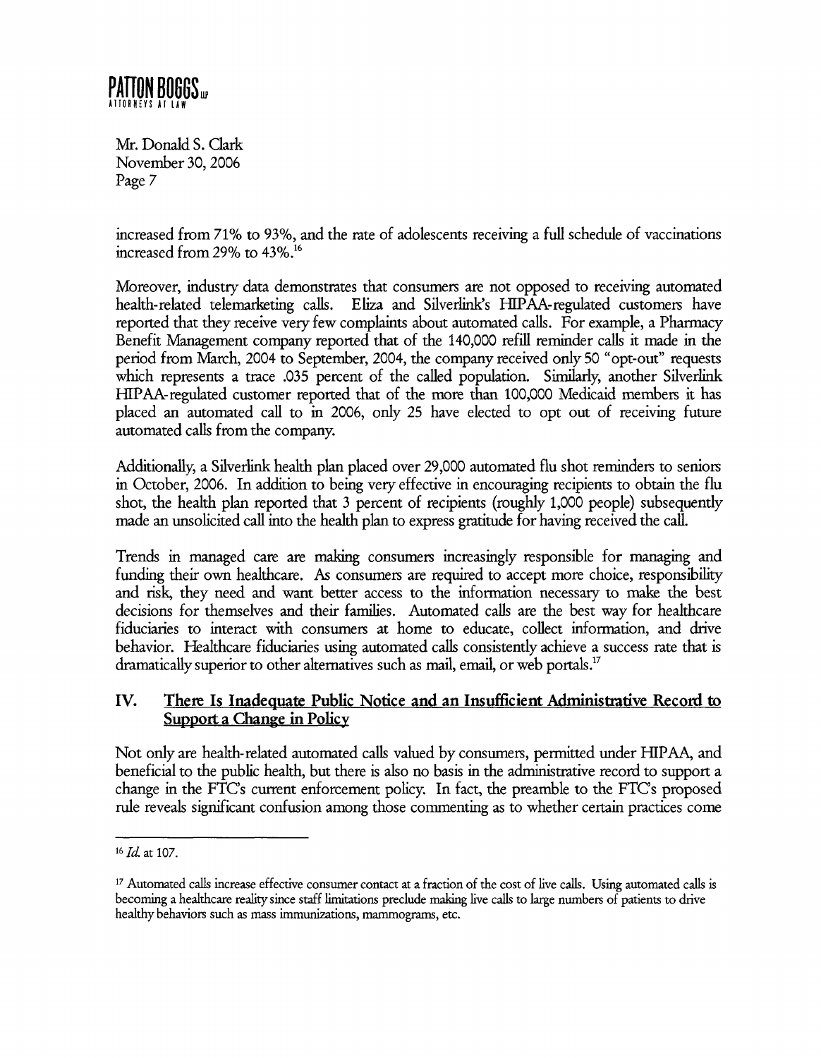increased from 71% to 93%, and the rate of adolescents receiving a full schedule of vaccinations increased from 29% to 43%.[16]

Moreover, industry data demonstrates that consumers are not opposed to receiving automated health-related telemarketing calls. Eliza and Silverlink's HIPAA-regulated customers have reported that they receive very few complaints about automated calls. For example, a Pharmacy Benefit Management company reported that of the 140,000 refill reminder calls it made in the period from March, 2004 to September, 2004, the company received only 50 "opt-out" requests which represents a trace .035 percent of the called population. Similarly, another Silverlink HIPAA-regulated customer reported that of the more than 100,000 Medicaid members it has placed an automated call to in 2006, only 25 have elected to opt out of receiving future automated calls from the company.

Additionally, a Silverlink health plan placed over 29,000 automated flu shot reminders to seniors in October, 2006. In addition to being very effective in encouraging recipients to obtain the flu shot, the health plan reported that 3 percent of recipients (roughly 1,000 people) subsequently made an unsolicited call into the health plan to express gratitude for having received the call.

Trends in managed care are making consumers increasingly responsible for managing and funding their own healthcare. As consumers are required to accept more choice, responsibility and risk, they need and want better access to the information necessary to make the best decisions for themselves and their families. Automated calls are the best way for healthcare fiduciaries to interact with consumers at home to educate, collect information, and drive behavior. Healthcare fiduciaries using automated calls consistently achieve a success rate that is dramatically superior to other alternatives such as mail, email, or web portals.[17]

## IV. There Is Inadequate Public Notice and an Insufficient Administrative Record to Support a Change in Policy

Not only are health-related automated calls valued by consumers, permitted under HIPAA, and beneficial to the public health, but there is also no basis in the administrative record to support a change in the FTC's current enforcement policy. In fact, the preamble to the FTC's proposed rule reveals significant confusion among those commenting as to whether certain practices come

---

[16] *Id.* at 107.

[17] Automated calls increase effective consumer contact at a fraction of the cost of live calls. Using automated calls is becoming a healthcare reality since staff limitations preclude making live calls to large numbers of patients to drive healthy behaviors such as mass immunizations, mammograms, etc.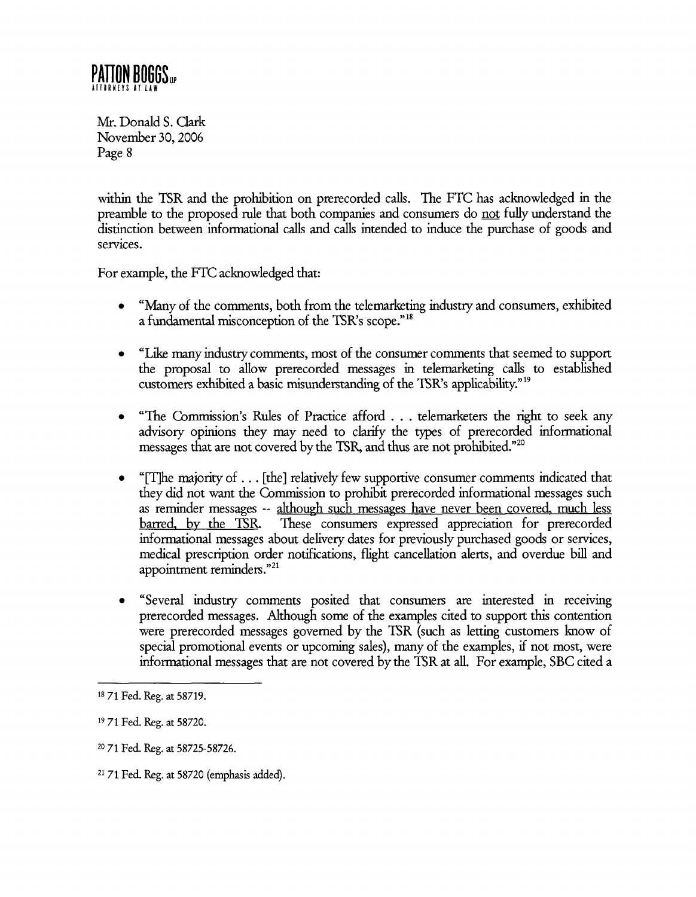within the TSR and the prohibition on prerecorded calls. The FTC has acknowledged in the preamble to the proposed rule that both companies and consumers do not fully understand the distinction between informational calls and calls intended to induce the purchase of goods and services.

For example, the FTC acknowledged that:

- "Many of the comments, both from the telemarketing industry and consumers, exhibited a fundamental misconception of the TSR's scope."[18]

- "Like many industry comments, most of the consumer comments that seemed to support the proposal to allow prerecorded messages in telemarketing calls to established customers exhibited a basic misunderstanding of the TSR's applicability."[19]

- "The Commission's Rules of Practice afford . . . telemarketers the right to seek any advisory opinions they may need to clarify the types of prerecorded informational messages that are not covered by the TSR, and thus are not prohibited."[20]

- "[T]he majority of . . . [the] relatively few supportive consumer comments indicated that they did not want the Commission to prohibit prerecorded informational messages such as reminder messages -- although such messages have never been covered, much less barred, by the TSR. These consumers expressed appreciation for prerecorded informational messages about delivery dates for previously purchased goods or services, medical prescription order notifications, flight cancellation alerts, and overdue bill and appointment reminders."[21]

- "Several industry comments posited that consumers are interested in receiving prerecorded messages. Although some of the examples cited to support this contention were prerecorded messages governed by the TSR (such as letting customers know of special promotional events or upcoming sales), many of the examples, if not most, were informational messages that are not covered by the TSR at all. For example, SBC cited a

---

[18] 71 Fed. Reg. at 58719.

[19] 71 Fed. Reg. at 58720.

[20] 71 Fed. Reg. at 58725-58726.

[21] 71 Fed. Reg. at 58720 (emphasis added).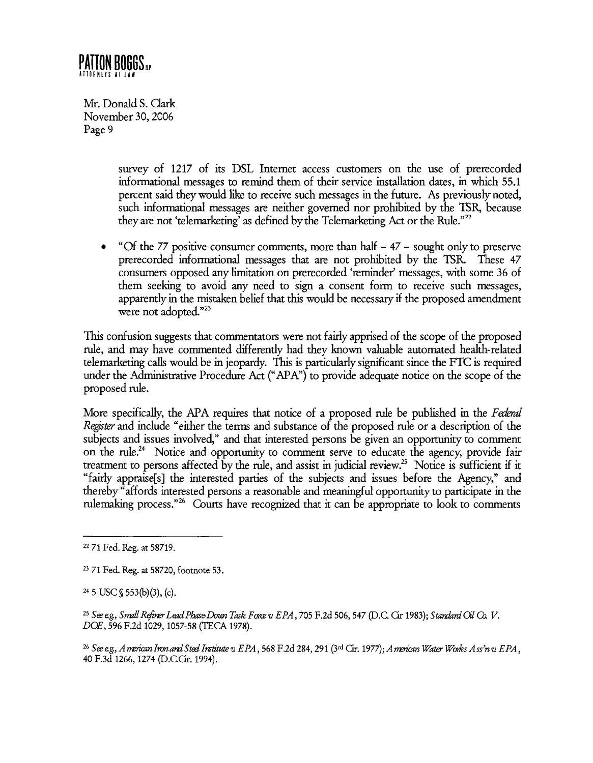survey of 1217 of its DSL Internet access customers on the use of prerecorded informational messages to remind them of their service installation dates, in which 55.1 percent said they would like to receive such messages in the future. As previously noted, such informational messages are neither governed nor prohibited by the TSR, because they are not 'telemarketing' as defined by the Telemarketing Act or the Rule."[22]

- "Of the 77 positive consumer comments, more than half – 47 – sought only to preserve prerecorded informational messages that are not prohibited by the TSR. These 47 consumers opposed any limitation on prerecorded 'reminder' messages, with some 36 of them seeking to avoid any need to sign a consent form to receive such messages, apparently in the mistaken belief that this would be necessary if the proposed amendment were not adopted."[23]

This confusion suggests that commentators were not fairly apprised of the scope of the proposed rule, and may have commented differently had they known valuable automated health-related telemarketing calls would be in jeopardy. This is particularly significant since the FTC is required under the Administrative Procedure Act ("APA") to provide adequate notice on the scope of the proposed rule.

More specifically, the APA requires that notice of a proposed rule be published in the *Federal Register* and include "either the terms and substance of the proposed rule or a description of the subjects and issues involved," and that interested persons be given an opportunity to comment on the rule.[24] Notice and opportunity to comment serve to educate the agency, provide fair treatment to persons affected by the rule, and assist in judicial review.[25] Notice is sufficient if it "fairly appraise[s] the interested parties of the subjects and issues before the Agency," and thereby "affords interested persons a reasonable and meaningful opportunity to participate in the rulemaking process."[26] Courts have recognized that it can be appropriate to look to comments

---

[22] 71 Fed. Reg. at 58719.

[23] 71 Fed. Reg. at 58720, footnote 53.

[24] 5 USC § 553(b)(3), (c).

[25] *See e.g., Small Refiner Lead Phase-Down Task Force v. EPA*, 705 F.2d 506, 547 (D.C. Cir 1983); *Standard Oil Co. V. DOE*, 596 F.2d 1029, 1057-58 (TECA 1978).

[26] *See e.g., American Iron and Steel Institute v. EPA*, 568 F.2d 284, 291 (3rd Cir. 1977); *American Water Works Ass'n v. EPA*, 40 F.3d 1266, 1274 (D.C.Cir. 1994).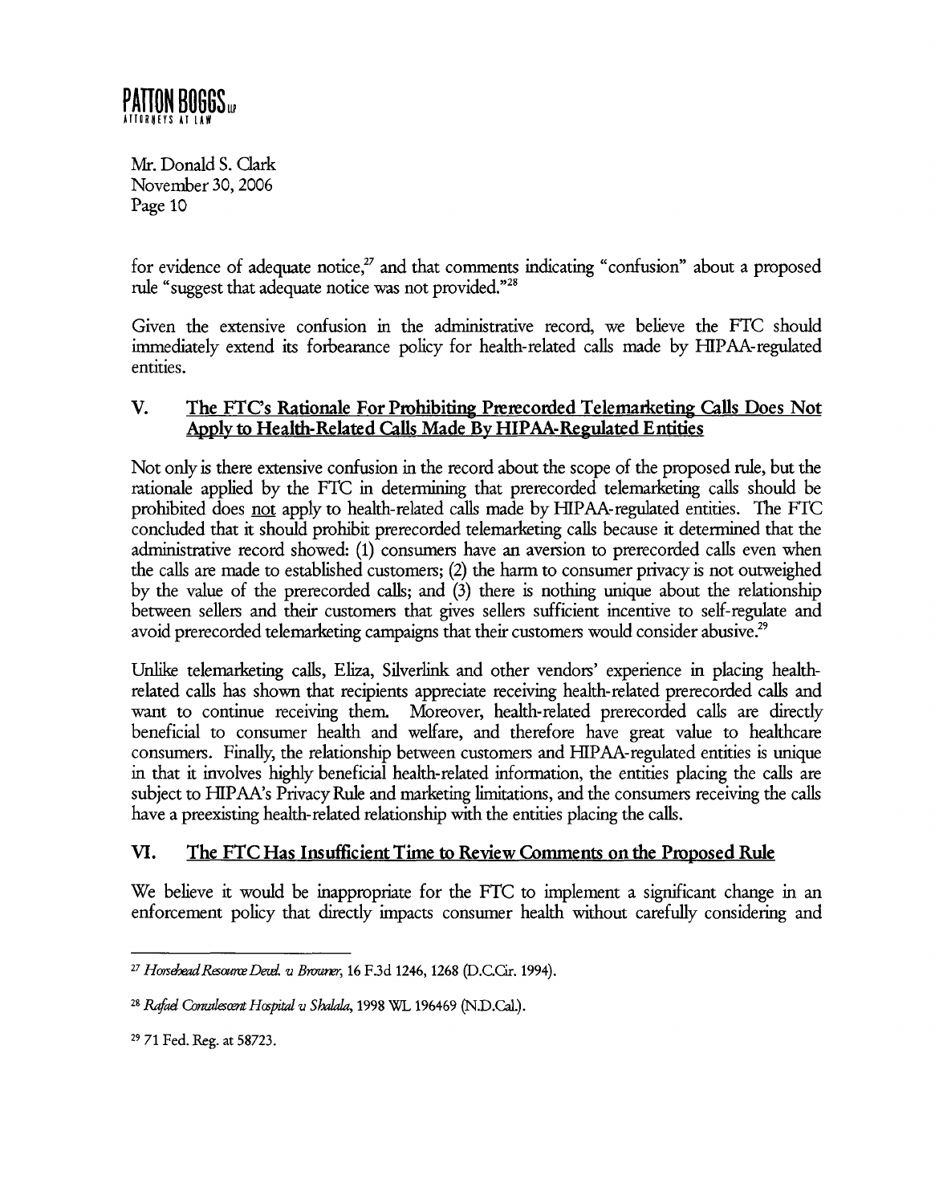for evidence of adequate notice,[27] and that comments indicating "confusion" about a proposed rule "suggest that adequate notice was not provided."[28]

Given the extensive confusion in the administrative record, we believe the FTC should immediately extend its forbearance policy for health-related calls made by HIPAA-regulated entities.

## V. The FTC's Rationale For Prohibiting Prerecorded Telemarketing Calls Does Not Apply to Health-Related Calls Made By HIPAA-Regulated Entities

Not only is there extensive confusion in the record about the scope of the proposed rule, but the rationale applied by the FTC in determining that prerecorded telemarketing calls should be prohibited does not apply to health-related calls made by HIPAA-regulated entities. The FTC concluded that it should prohibit prerecorded telemarketing calls because it determined that the administrative record showed: (1) consumers have an aversion to prerecorded calls even when the calls are made to established customers; (2) the harm to consumer privacy is not outweighed by the value of the prerecorded calls; and (3) there is nothing unique about the relationship between sellers and their customers that gives sellers sufficient incentive to self-regulate and avoid prerecorded telemarketing campaigns that their customers would consider abusive.[29]

Unlike telemarketing calls, Eliza, Silverlink and other vendors' experience in placing health-related calls has shown that recipients appreciate receiving health-related prerecorded calls and want to continue receiving them. Moreover, health-related prerecorded calls are directly beneficial to consumer health and welfare, and therefore have great value to healthcare consumers. Finally, the relationship between customers and HIPAA-regulated entities is unique in that it involves highly beneficial health-related information, the entities placing the calls are subject to HIPAA's Privacy Rule and marketing limitations, and the consumers receiving the calls have a preexisting health-related relationship with the entities placing the calls.

## VI. The FTC Has Insufficient Time to Review Comments on the Proposed Rule

We believe it would be inappropriate for the FTC to implement a significant change in an enforcement policy that directly impacts consumer health without carefully considering and

---

[27] *Horsehead Resource Devel. v Browner*, 16 F.3d 1246, 1268 (D.C.Cir. 1994).

[28] *Rafael Convalescent Hospital v Shalala*, 1998 WL 196469 (N.D.Cal.).

[29] 71 Fed. Reg. at 58723.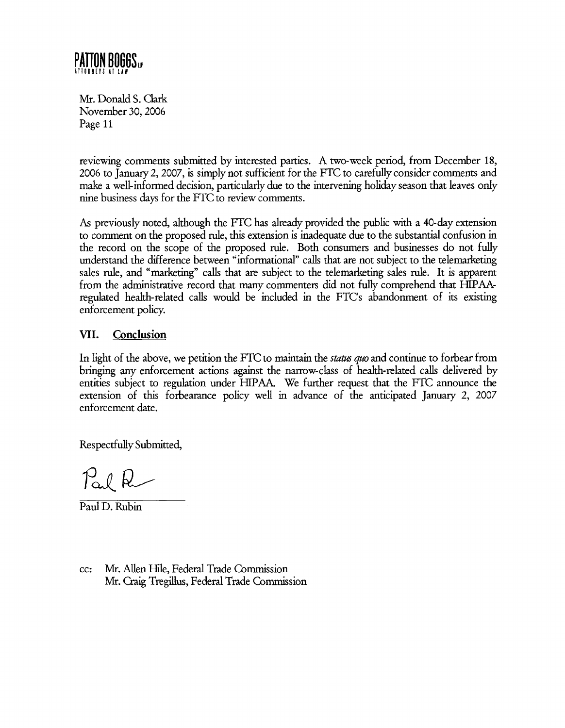reviewing comments submitted by interested parties. A two-week period, from December 18, 2006 to January 2, 2007, is simply not sufficient for the FTC to carefully consider comments and make a well-informed decision, particularly due to the intervening holiday season that leaves only nine business days for the FTC to review comments.

As previously noted, although the FTC has already provided the public with a 40-day extension to comment on the proposed rule, this extension is inadequate due to the substantial confusion in the record on the scope of the proposed rule. Both consumers and businesses do not fully understand the difference between "informational" calls that are not subject to the telemarketing sales rule, and "marketing" calls that are subject to the telemarketing sales rule. It is apparent from the administrative record that many commenters did not fully comprehend that HIPAA-regulated health-related calls would be included in the FTC's abandonment of its existing enforcement policy.

## VII. Conclusion

In light of the above, we petition the FTC to maintain the *status quo* and continue to forbear from bringing any enforcement actions against the narrow-class of health-related calls delivered by entities subject to regulation under HIPAA. We further request that the FTC announce the extension of this forbearance policy well in advance of the anticipated January 2, 2007 enforcement date.

Respectfully Submitted,

Paul D. Rubin

cc: Mr. Allen Hile, Federal Trade Commission
Mr. Craig Tregillus, Federal Trade Commission